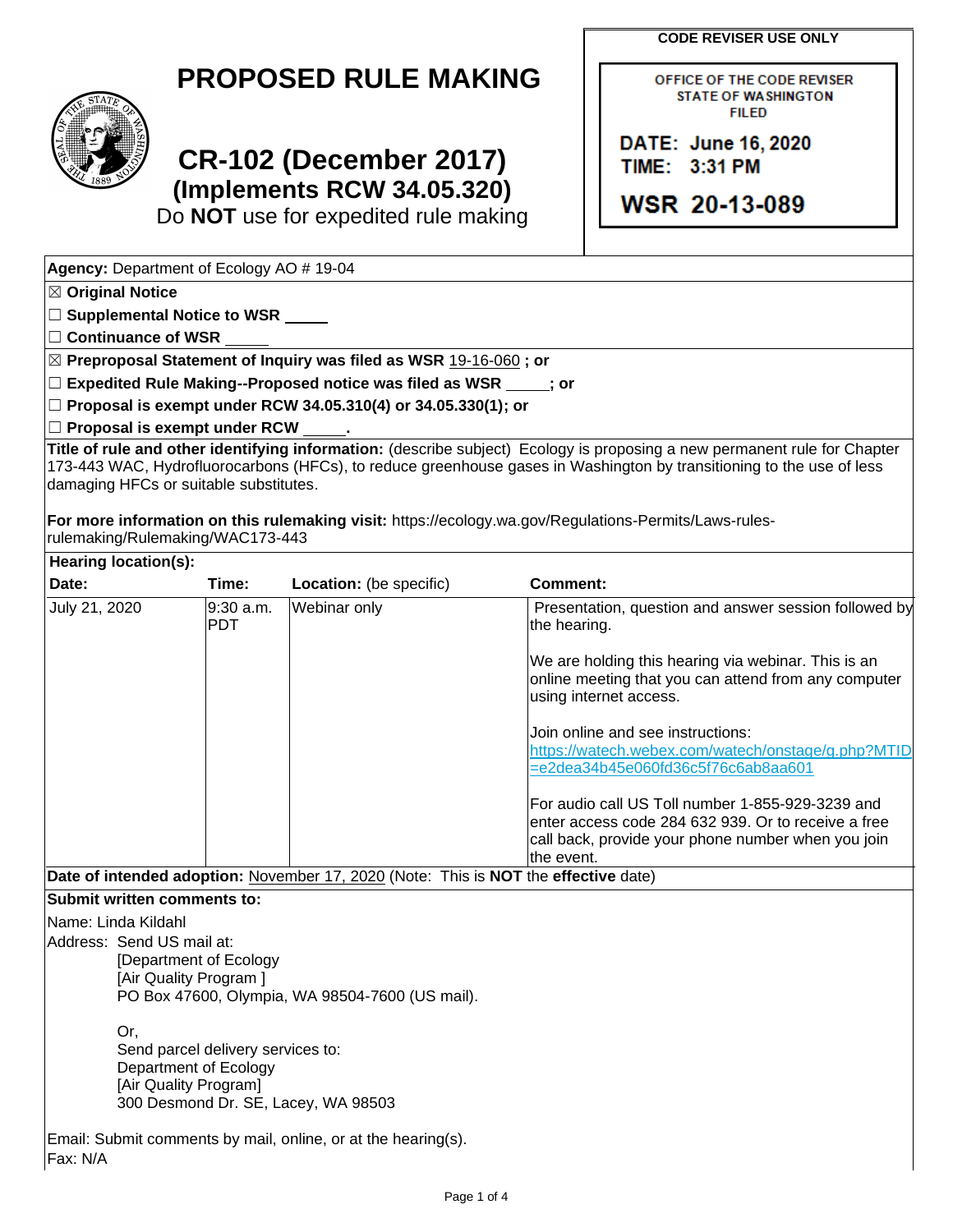# PROPOSED RULE MAKING

## CR-102 (December 2017)
### (Implements RCW 34.05.320)
Do **NOT** use for expedited rule making

**CODE REVISER USE ONLY**

OFFICE OF THE CODE REVISER
STATE OF WASHINGTON
FILED

DATE: June 16, 2020
TIME: 3:31 PM

WSR 20-13-089

**Agency:** Department of Ecology AO # 19-04

☒ **Original Notice**

☐ **Supplemental Notice to WSR** _____

☐ **Continuance of WSR** _____

☒ **Preproposal Statement of Inquiry was filed as WSR** 19-16-060 **; or**

☐ **Expedited Rule Making--Proposed notice was filed as WSR** _____**; or**

☐ **Proposal is exempt under RCW 34.05.310(4) or 34.05.330(1); or**

☐ **Proposal is exempt under RCW** _____**.**

**Title of rule and other identifying information:** (describe subject) Ecology is proposing a new permanent rule for Chapter 173-443 WAC, Hydrofluorocarbons (HFCs), to reduce greenhouse gases in Washington by transitioning to the use of less damaging HFCs or suitable substitutes.

**For more information on this rulemaking visit:** https://ecology.wa.gov/Regulations-Permits/Laws-rules-rulemaking/Rulemaking/WAC173-443

**Hearing location(s):**

| Date: | Time: | Location: (be specific) | Comment: |
|---|---|---|---|
| July 21, 2020 | 9:30 a.m. PDT | Webinar only | Presentation, question and answer session followed by the hearing.<br><br>We are holding this hearing via webinar. This is an online meeting that you can attend from any computer using internet access.<br><br>Join online and see instructions: https://watech.webex.com/watech/onstage/g.php?MTID=e2dea34b45e060fd36c5f76c6ab8aa601<br><br>For audio call US Toll number 1-855-929-3239 and enter access code 284 632 939. Or to receive a free call back, provide your phone number when you join the event. |

**Date of intended adoption:** November 17, 2020 (Note: This is **NOT** the **effective** date)

**Submit written comments to:**

Name: Linda Kildahl

Address: Send US mail at:
[Department of Ecology
[Air Quality Program ]
PO Box 47600, Olympia, WA 98504-7600 (US mail).

Or,
Send parcel delivery services to:
Department of Ecology
[Air Quality Program]
300 Desmond Dr. SE, Lacey, WA 98503

Email: Submit comments by mail, online, or at the hearing(s).

Fax: N/A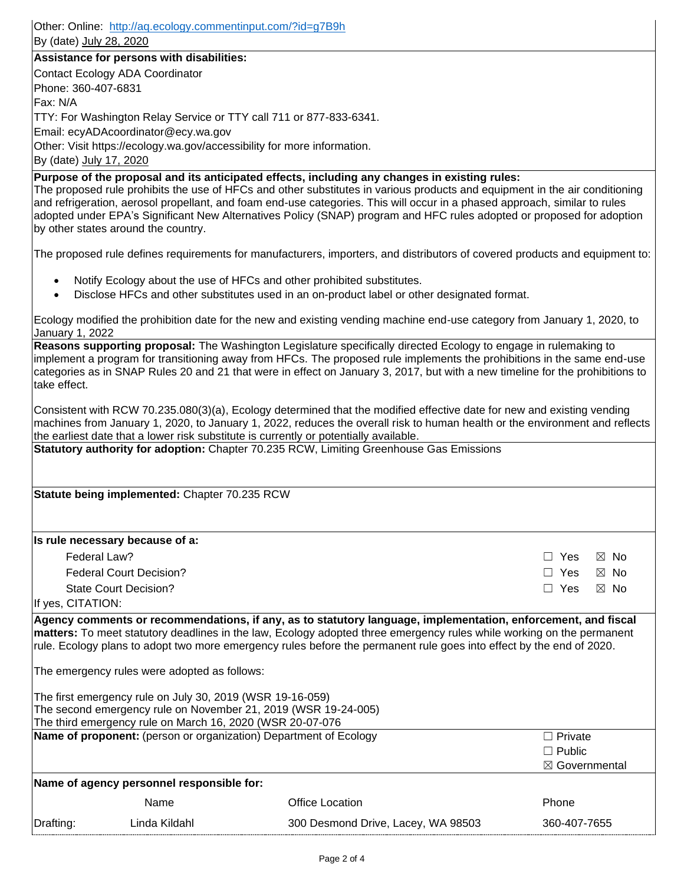Other: Online: http://aq.ecology.commentinput.com/?id=g7B9h

By (date) July 28, 2020

**Assistance for persons with disabilities:**

Contact Ecology ADA Coordinator

Phone: 360-407-6831

Fax: N/A

TTY: For Washington Relay Service or TTY call 711 or 877-833-6341.

Email: ecyADAcoordinator@ecy.wa.gov

Other: Visit https://ecology.wa.gov/accessibility for more information.

By (date) July 17, 2020

**Purpose of the proposal and its anticipated effects, including any changes in existing rules:**
The proposed rule prohibits the use of HFCs and other substitutes in various products and equipment in the air conditioning and refrigeration, aerosol propellant, and foam end-use categories. This will occur in a phased approach, similar to rules adopted under EPA's Significant New Alternatives Policy (SNAP) program and HFC rules adopted or proposed for adoption by other states around the country.

The proposed rule defines requirements for manufacturers, importers, and distributors of covered products and equipment to:

- Notify Ecology about the use of HFCs and other prohibited substitutes.
- Disclose HFCs and other substitutes used in an on-product label or other designated format.

Ecology modified the prohibition date for the new and existing vending machine end-use category from January 1, 2020, to January 1, 2022

**Reasons supporting proposal:** The Washington Legislature specifically directed Ecology to engage in rulemaking to implement a program for transitioning away from HFCs. The proposed rule implements the prohibitions in the same end-use categories as in SNAP Rules 20 and 21 that were in effect on January 3, 2017, but with a new timeline for the prohibitions to take effect.

Consistent with RCW 70.235.080(3)(a), Ecology determined that the modified effective date for new and existing vending machines from January 1, 2020, to January 1, 2022, reduces the overall risk to human health or the environment and reflects the earliest date that a lower risk substitute is currently or potentially available.

**Statutory authority for adoption:** Chapter 70.235 RCW, Limiting Greenhouse Gas Emissions

**Statute being implemented:** Chapter 70.235 RCW

**Is rule necessary because of a:**

| | | |
|---|---|---|
| Federal Law? | ☐ Yes | ☒ No |
| Federal Court Decision? | ☐ Yes | ☒ No |
| State Court Decision? | ☐ Yes | ☒ No |

If yes, CITATION:

**Agency comments or recommendations, if any, as to statutory language, implementation, enforcement, and fiscal matters:** To meet statutory deadlines in the law, Ecology adopted three emergency rules while working on the permanent rule. Ecology plans to adopt two more emergency rules before the permanent rule goes into effect by the end of 2020.

The emergency rules were adopted as follows:

The first emergency rule on July 30, 2019 (WSR 19-16-059)
The second emergency rule on November 21, 2019 (WSR 19-24-005)
The third emergency rule on March 16, 2020 (WSR 20-07-076

**Name of proponent:** (person or organization) Department of Ecology

☐ Private
☐ Public
☒ Governmental

**Name of agency personnel responsible for:**

| | Name | Office Location | Phone |
|---|---|---|---|
| Drafting: | Linda Kildahl | 300 Desmond Drive, Lacey, WA 98503 | 360-407-7655 |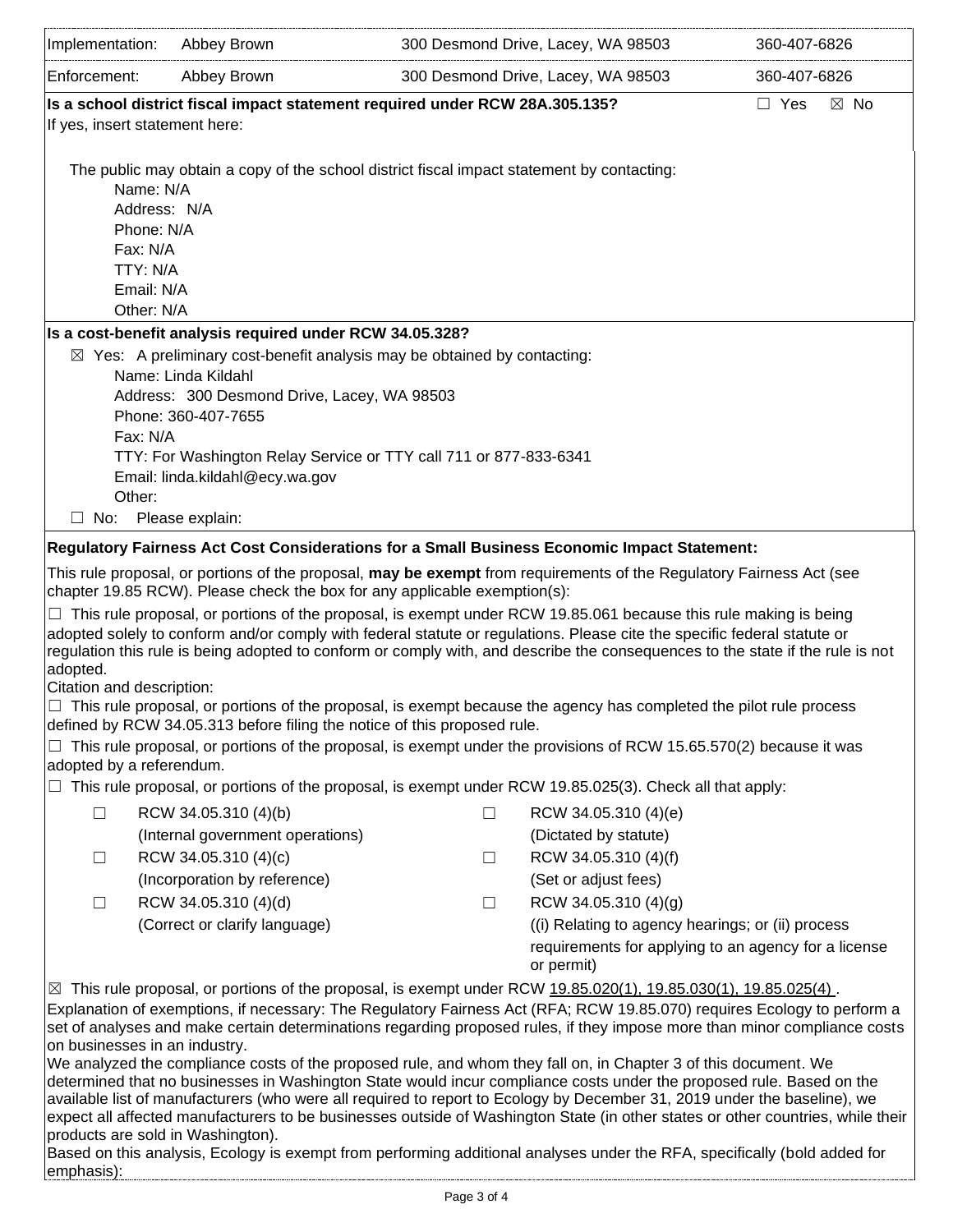| | | | |
|---|---|---|---|
| Implementation: | Abbey Brown | 300 Desmond Drive, Lacey, WA 98503 | 360-407-6826 |
| Enforcement: | Abbey Brown | 300 Desmond Drive, Lacey, WA 98503 | 360-407-6826 |

**Is a school district fiscal impact statement required under RCW 28A.305.135?** ☐ Yes ☒ No

If yes, insert statement here:

The public may obtain a copy of the school district fiscal impact statement by contacting:

Name: N/A
Address: N/A
Phone: N/A
Fax: N/A
TTY: N/A
Email: N/A
Other: N/A

**Is a cost-benefit analysis required under RCW 34.05.328?**

☒ Yes: A preliminary cost-benefit analysis may be obtained by contacting:

Name: Linda Kildahl
Address: 300 Desmond Drive, Lacey, WA 98503
Phone: 360-407-7655
Fax: N/A
TTY: For Washington Relay Service or TTY call 711 or 877-833-6341
Email: linda.kildahl@ecy.wa.gov
Other:

☐ No: Please explain:

**Regulatory Fairness Act Cost Considerations for a Small Business Economic Impact Statement:**

This rule proposal, or portions of the proposal, **may be exempt** from requirements of the Regulatory Fairness Act (see chapter 19.85 RCW). Please check the box for any applicable exemption(s):

☐ This rule proposal, or portions of the proposal, is exempt under RCW 19.85.061 because this rule making is being adopted solely to conform and/or comply with federal statute or regulations. Please cite the specific federal statute or regulation this rule is being adopted to conform or comply with, and describe the consequences to the state if the rule is not adopted.
Citation and description:

☐ This rule proposal, or portions of the proposal, is exempt because the agency has completed the pilot rule process defined by RCW 34.05.313 before filing the notice of this proposed rule.

☐ This rule proposal, or portions of the proposal, is exempt under the provisions of RCW 15.65.570(2) because it was adopted by a referendum.

☐ This rule proposal, or portions of the proposal, is exempt under RCW 19.85.025(3). Check all that apply:

| | | | |
|---|---|---|---|
| ☐ | RCW 34.05.310 (4)(b) (Internal government operations) | ☐ | RCW 34.05.310 (4)(e) (Dictated by statute) |
| ☐ | RCW 34.05.310 (4)(c) (Incorporation by reference) | ☐ | RCW 34.05.310 (4)(f) (Set or adjust fees) |
| ☐ | RCW 34.05.310 (4)(d) (Correct or clarify language) | ☐ | RCW 34.05.310 (4)(g) ((i) Relating to agency hearings; or (ii) process requirements for applying to an agency for a license or permit) |

☒ This rule proposal, or portions of the proposal, is exempt under RCW 19.85.020(1), 19.85.030(1), 19.85.025(4) .

Explanation of exemptions, if necessary: The Regulatory Fairness Act (RFA; RCW 19.85.070) requires Ecology to perform a set of analyses and make certain determinations regarding proposed rules, if they impose more than minor compliance costs on businesses in an industry.

We analyzed the compliance costs of the proposed rule, and whom they fall on, in Chapter 3 of this document. We determined that no businesses in Washington State would incur compliance costs under the proposed rule. Based on the available list of manufacturers (who were all required to report to Ecology by December 31, 2019 under the baseline), we expect all affected manufacturers to be businesses outside of Washington State (in other states or other countries, while their products are sold in Washington).

Based on this analysis, Ecology is exempt from performing additional analyses under the RFA, specifically (bold added for emphasis):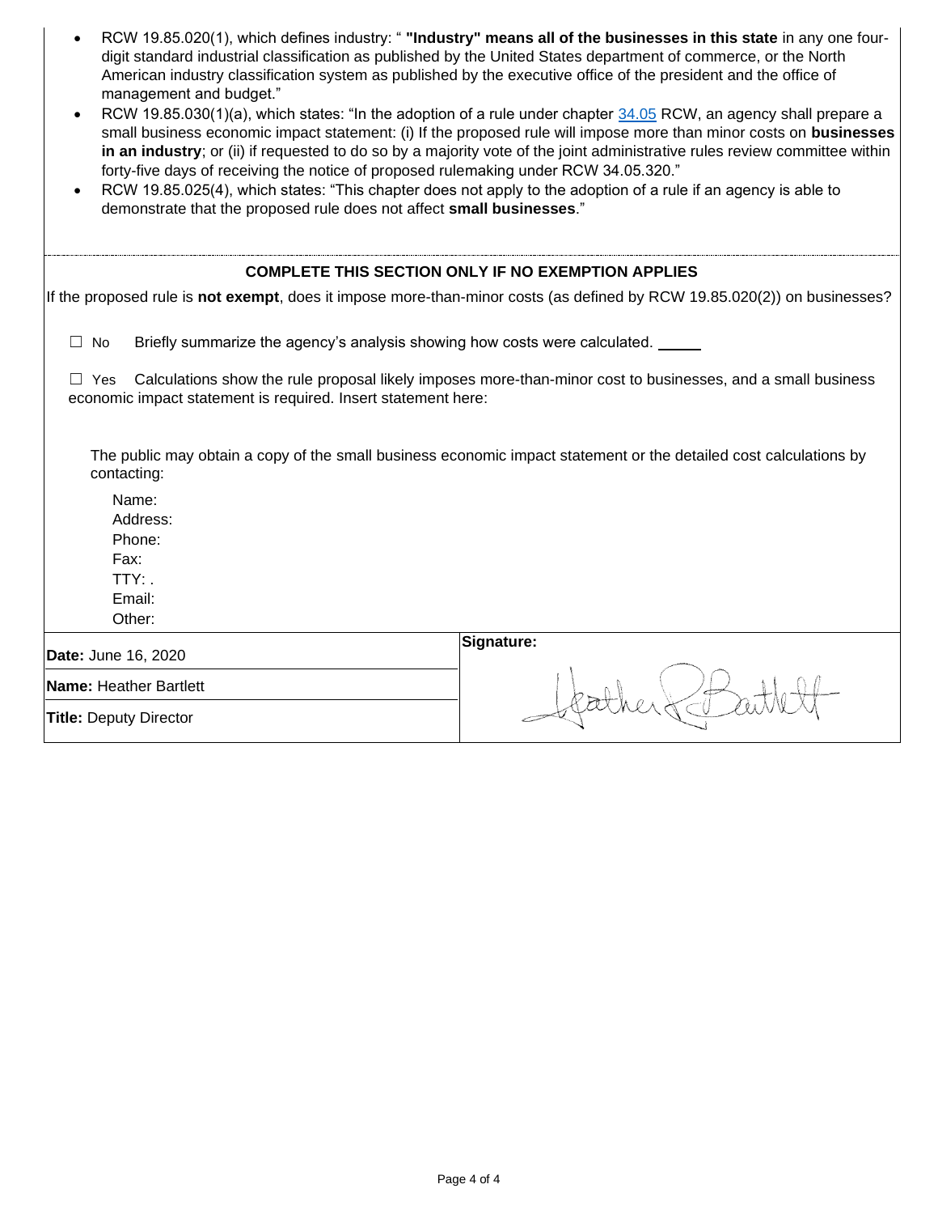- RCW 19.85.020(1), which defines industry: " **"Industry" means all of the businesses in this state** in any one four-digit standard industrial classification as published by the United States department of commerce, or the North American industry classification system as published by the executive office of the president and the office of management and budget."
- RCW 19.85.030(1)(a), which states: "In the adoption of a rule under chapter 34.05 RCW, an agency shall prepare a small business economic impact statement: (i) If the proposed rule will impose more than minor costs on **businesses in an industry**; or (ii) if requested to do so by a majority vote of the joint administrative rules review committee within forty-five days of receiving the notice of proposed rulemaking under RCW 34.05.320."
- RCW 19.85.025(4), which states: "This chapter does not apply to the adoption of a rule if an agency is able to demonstrate that the proposed rule does not affect **small businesses**."

**COMPLETE THIS SECTION ONLY IF NO EXEMPTION APPLIES**

If the proposed rule is **not exempt**, does it impose more-than-minor costs (as defined by RCW 19.85.020(2)) on businesses?

☐ No Briefly summarize the agency's analysis showing how costs were calculated. _____

☐ Yes Calculations show the rule proposal likely imposes more-than-minor cost to businesses, and a small business economic impact statement is required. Insert statement here:

The public may obtain a copy of the small business economic impact statement or the detailed cost calculations by contacting:

Name:
Address:
Phone:
Fax:
TTY: .
Email:
Other:

| | |
|---|---|
| **Date:** June 16, 2020 | **Signature:** |
| **Name:** Heather Bartlett | Heather R Bartlett |
| **Title:** Deputy Director | |